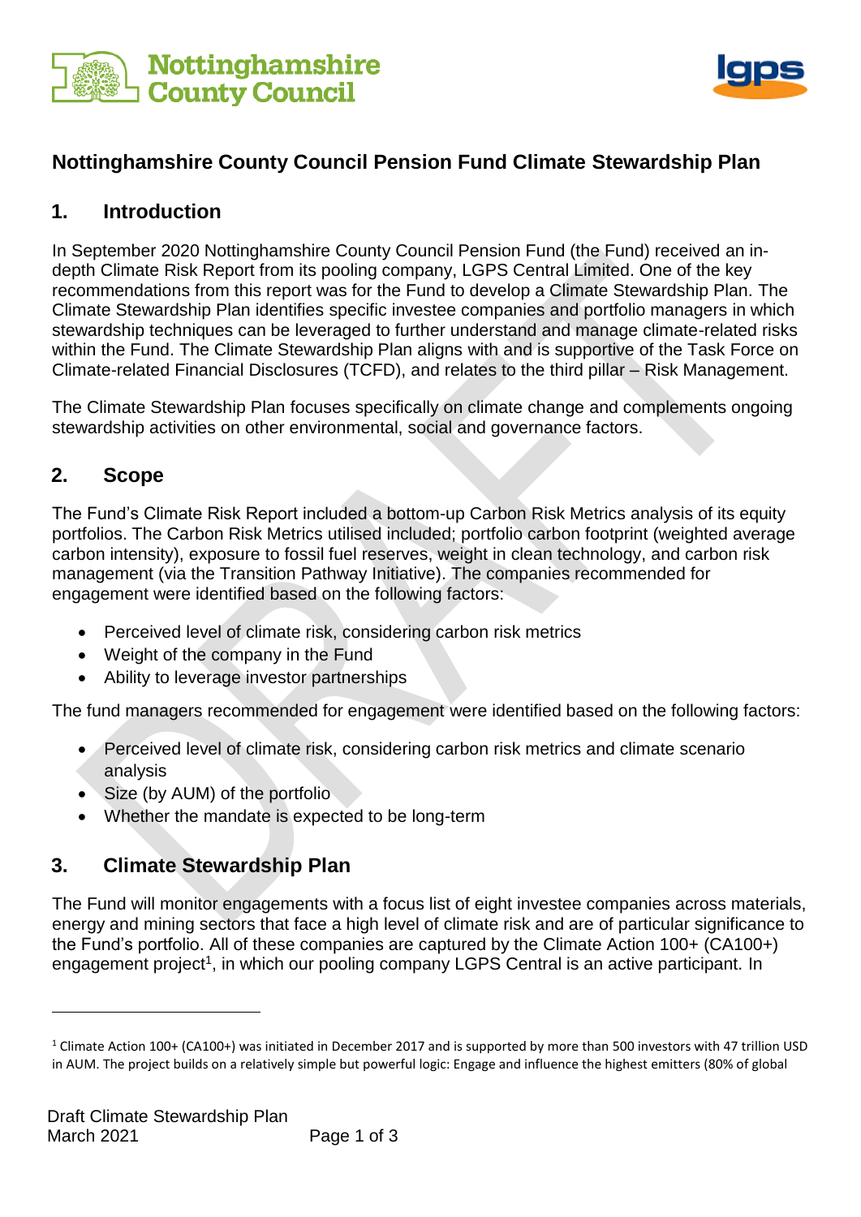# Nottinghamshire County Council Pension Fund Climate Stewardship Plan

## 1. Introduction

In September 2020 Nottinghamshire County Council Pension Fund (the Fund) received an in-depth Climate Risk Report from its pooling company, LGPS Central Limited. One of the key recommendations from this report was for the Fund to develop a Climate Stewardship Plan. The Climate Stewardship Plan identifies specific investee companies and portfolio managers in which stewardship techniques can be leveraged to further understand and manage climate-related risks within the Fund. The Climate Stewardship Plan aligns with and is supportive of the Task Force on Climate-related Financial Disclosures (TCFD), and relates to the third pillar – Risk Management.

The Climate Stewardship Plan focuses specifically on climate change and complements ongoing stewardship activities on other environmental, social and governance factors.

## 2. Scope

The Fund's Climate Risk Report included a bottom-up Carbon Risk Metrics analysis of its equity portfolios. The Carbon Risk Metrics utilised included; portfolio carbon footprint (weighted average carbon intensity), exposure to fossil fuel reserves, weight in clean technology, and carbon risk management (via the Transition Pathway Initiative). The companies recommended for engagement were identified based on the following factors:

- Perceived level of climate risk, considering carbon risk metrics
- Weight of the company in the Fund
- Ability to leverage investor partnerships

The fund managers recommended for engagement were identified based on the following factors:

- Perceived level of climate risk, considering carbon risk metrics and climate scenario analysis
- Size (by AUM) of the portfolio
- Whether the mandate is expected to be long-term

## 3. Climate Stewardship Plan

The Fund will monitor engagements with a focus list of eight investee companies across materials, energy and mining sectors that face a high level of climate risk and are of particular significance to the Fund's portfolio. All of these companies are captured by the Climate Action 100+ (CA100+) engagement project[1], in which our pooling company LGPS Central is an active participant. In

[1] Climate Action 100+ (CA100+) was initiated in December 2017 and is supported by more than 500 investors with 47 trillion USD in AUM. The project builds on a relatively simple but powerful logic: Engage and influence the highest emitters (80% of global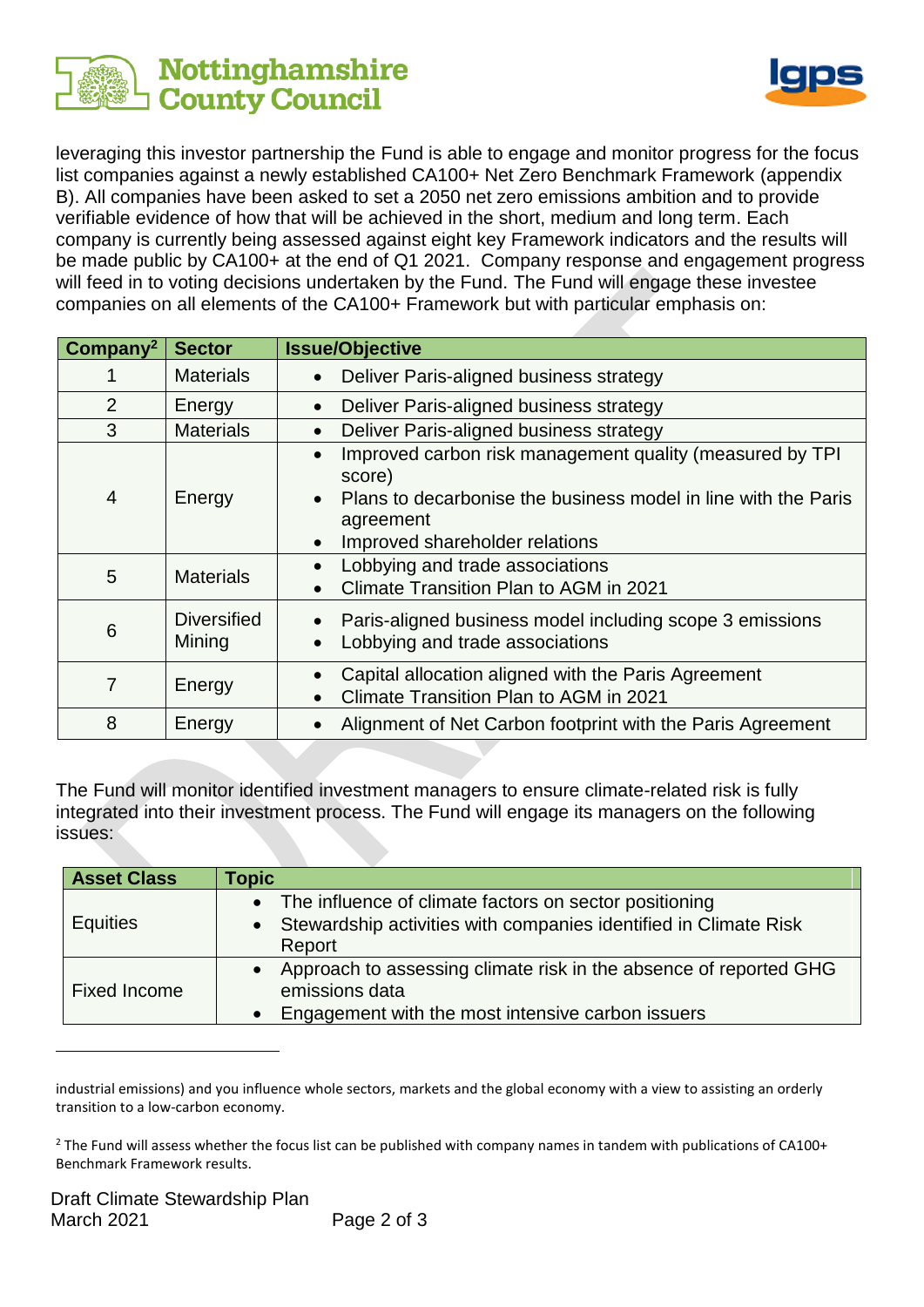leveraging this investor partnership the Fund is able to engage and monitor progress for the focus list companies against a newly established CA100+ Net Zero Benchmark Framework (appendix B). All companies have been asked to set a 2050 net zero emissions ambition and to provide verifiable evidence of how that will be achieved in the short, medium and long term. Each company is currently being assessed against eight key Framework indicators and the results will be made public by CA100+ at the end of Q1 2021. Company response and engagement progress will feed in to voting decisions undertaken by the Fund. The Fund will engage these investee companies on all elements of the CA100+ Framework but with particular emphasis on:

| Company[2] | Sector | Issue/Objective |
|---|---|---|
| 1 | Materials | • Deliver Paris-aligned business strategy |
| 2 | Energy | • Deliver Paris-aligned business strategy |
| 3 | Materials | • Deliver Paris-aligned business strategy |
| 4 | Energy | • Improved carbon risk management quality (measured by TPI score)<br>• Plans to decarbonise the business model in line with the Paris agreement<br>• Improved shareholder relations |
| 5 | Materials | • Lobbying and trade associations<br>• Climate Transition Plan to AGM in 2021 |
| 6 | Diversified Mining | • Paris-aligned business model including scope 3 emissions<br>• Lobbying and trade associations |
| 7 | Energy | • Capital allocation aligned with the Paris Agreement<br>• Climate Transition Plan to AGM in 2021 |
| 8 | Energy | • Alignment of Net Carbon footprint with the Paris Agreement |

The Fund will monitor identified investment managers to ensure climate-related risk is fully integrated into their investment process. The Fund will engage its managers on the following issues:

| Asset Class | Topic |
|---|---|
| Equities | • The influence of climate factors on sector positioning<br>• Stewardship activities with companies identified in Climate Risk Report |
| Fixed Income | • Approach to assessing climate risk in the absence of reported GHG emissions data<br>• Engagement with the most intensive carbon issuers |

---

industrial emissions) and you influence whole sectors, markets and the global economy with a view to assisting an orderly transition to a low-carbon economy.

[2] The Fund will assess whether the focus list can be published with company names in tandem with publications of CA100+ Benchmark Framework results.

Draft Climate Stewardship Plan
March 2021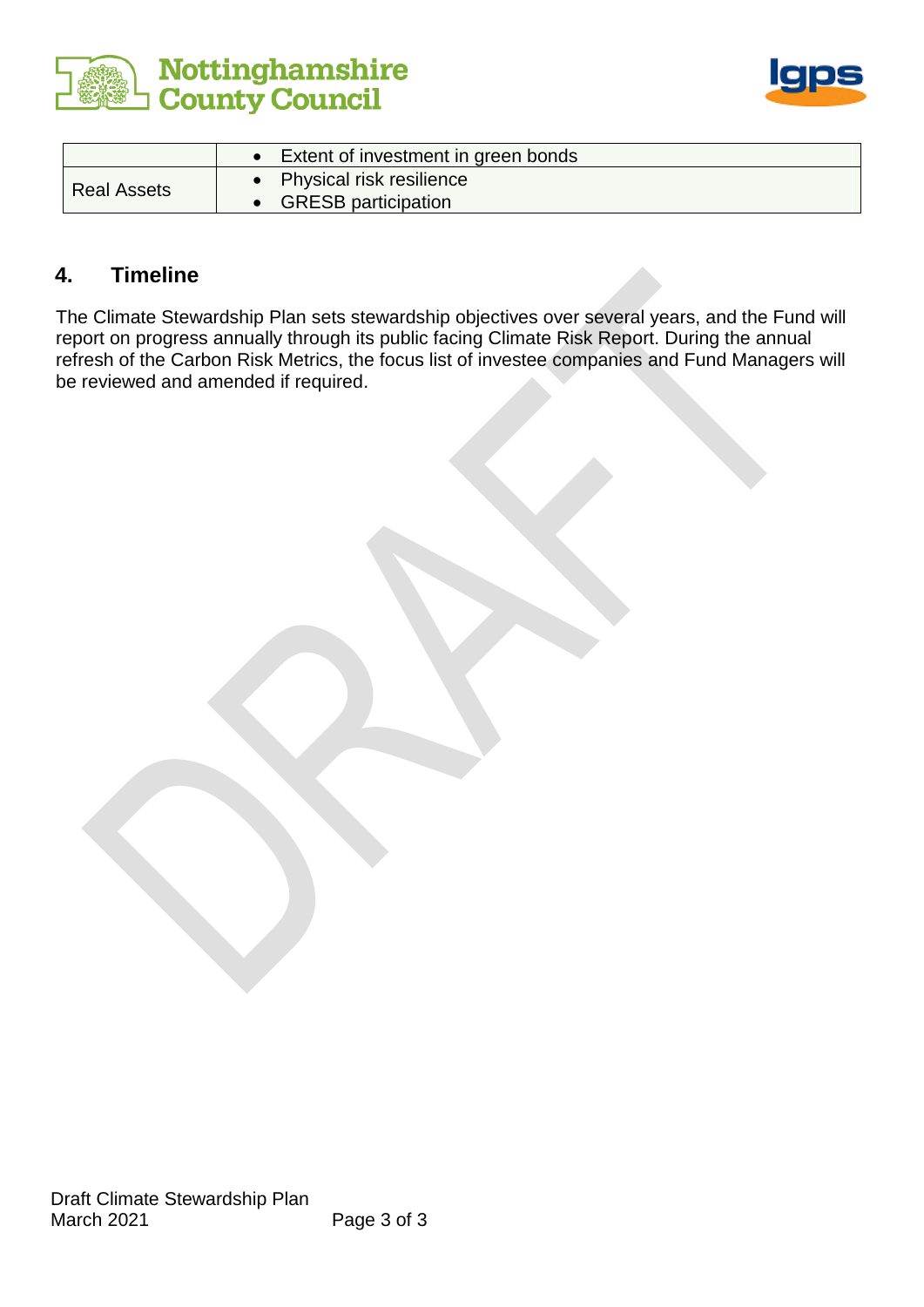| | |
|---|---|
| | • Extent of investment in green bonds |
| Real Assets | • Physical risk resilience<br>• GRESB participation |

## 4. Timeline

The Climate Stewardship Plan sets stewardship objectives over several years, and the Fund will report on progress annually through its public facing Climate Risk Report. During the annual refresh of the Carbon Risk Metrics, the focus list of investee companies and Fund Managers will be reviewed and amended if required.